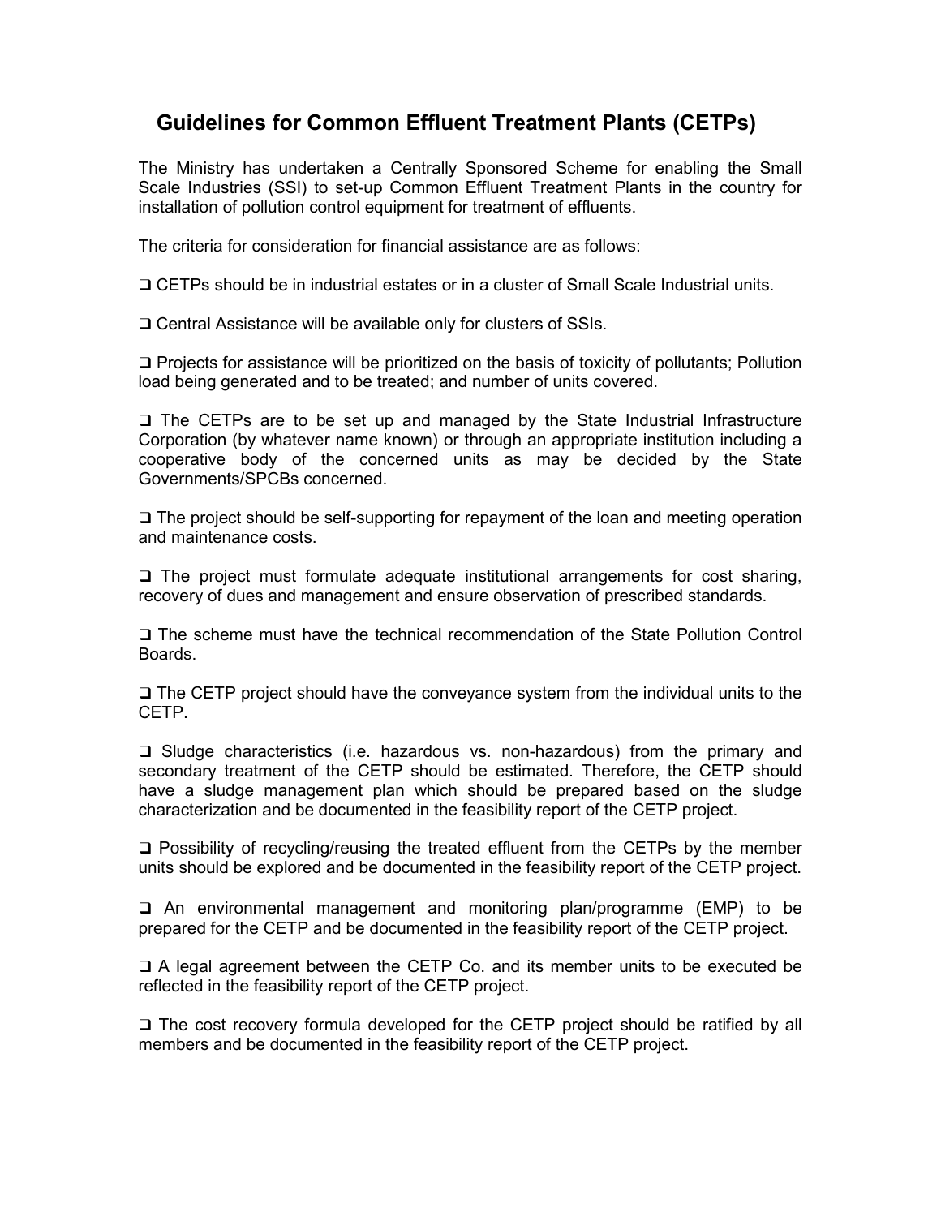# Guidelines for Common Effluent Treatment Plants (CETPs)

The Ministry has undertaken a Centrally Sponsored Scheme for enabling the Small Scale Industries (SSI) to set-up Common Effluent Treatment Plants in the country for installation of pollution control equipment for treatment of effluents.

The criteria for consideration for financial assistance are as follows:

- CETPs should be in industrial estates or in a cluster of Small Scale Industrial units.
- Central Assistance will be available only for clusters of SSIs.
- Projects for assistance will be prioritized on the basis of toxicity of pollutants; Pollution load being generated and to be treated; and number of units covered.
- The CETPs are to be set up and managed by the State Industrial Infrastructure Corporation (by whatever name known) or through an appropriate institution including a cooperative body of the concerned units as may be decided by the State Governments/SPCBs concerned.
- The project should be self-supporting for repayment of the loan and meeting operation and maintenance costs.
- The project must formulate adequate institutional arrangements for cost sharing, recovery of dues and management and ensure observation of prescribed standards.
- The scheme must have the technical recommendation of the State Pollution Control Boards.
- The CETP project should have the conveyance system from the individual units to the CETP.
- Sludge characteristics (i.e. hazardous vs. non-hazardous) from the primary and secondary treatment of the CETP should be estimated. Therefore, the CETP should have a sludge management plan which should be prepared based on the sludge characterization and be documented in the feasibility report of the CETP project.
- Possibility of recycling/reusing the treated effluent from the CETPs by the member units should be explored and be documented in the feasibility report of the CETP project.
- An environmental management and monitoring plan/programme (EMP) to be prepared for the CETP and be documented in the feasibility report of the CETP project.
- A legal agreement between the CETP Co. and its member units to be executed be reflected in the feasibility report of the CETP project.
- The cost recovery formula developed for the CETP project should be ratified by all members and be documented in the feasibility report of the CETP project.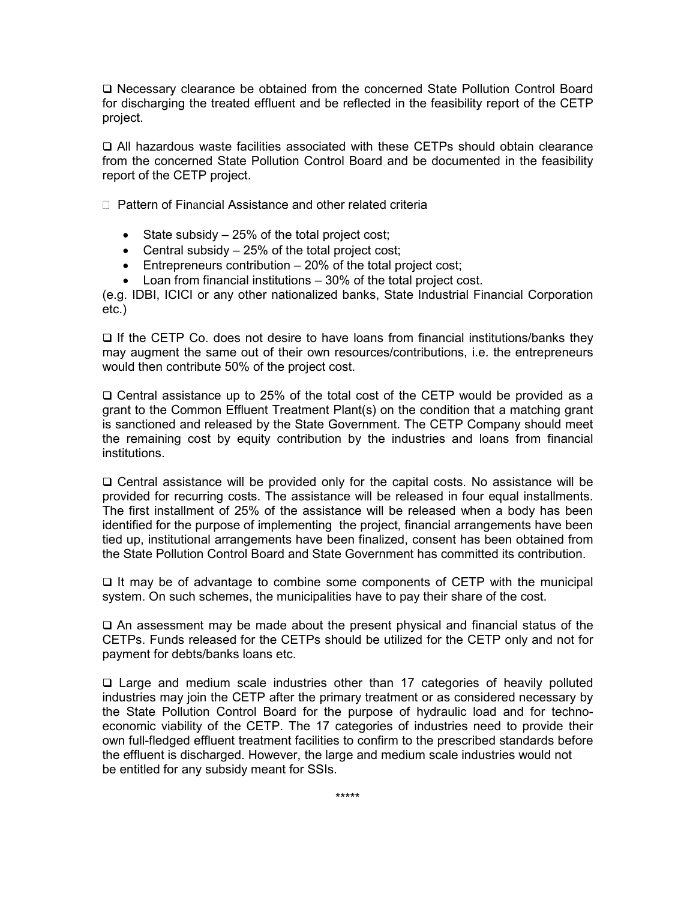❑ Necessary clearance be obtained from the concerned State Pollution Control Board for discharging the treated effluent and be reflected in the feasibility report of the CETP project.

❑ All hazardous waste facilities associated with these CETPs should obtain clearance from the concerned State Pollution Control Board and be documented in the feasibility report of the CETP project.

❑ Pattern of Financial Assistance and other related criteria

- State subsidy – 25% of the total project cost;
- Central subsidy – 25% of the total project cost;
- Entrepreneurs contribution – 20% of the total project cost;
- Loan from financial institutions – 30% of the total project cost.

(e.g. IDBI, ICICI or any other nationalized banks, State Industrial Financial Corporation etc.)

❑ If the CETP Co. does not desire to have loans from financial institutions/banks they may augment the same out of their own resources/contributions, i.e. the entrepreneurs would then contribute 50% of the project cost.

❑ Central assistance up to 25% of the total cost of the CETP would be provided as a grant to the Common Effluent Treatment Plant(s) on the condition that a matching grant is sanctioned and released by the State Government. The CETP Company should meet the remaining cost by equity contribution by the industries and loans from financial institutions.

❑ Central assistance will be provided only for the capital costs. No assistance will be provided for recurring costs. The assistance will be released in four equal installments. The first installment of 25% of the assistance will be released when a body has been identified for the purpose of implementing the project, financial arrangements have been tied up, institutional arrangements have been finalized, consent has been obtained from the State Pollution Control Board and State Government has committed its contribution.

❑ It may be of advantage to combine some components of CETP with the municipal system. On such schemes, the municipalities have to pay their share of the cost.

❑ An assessment may be made about the present physical and financial status of the CETPs. Funds released for the CETPs should be utilized for the CETP only and not for payment for debts/banks loans etc.

❑ Large and medium scale industries other than 17 categories of heavily polluted industries may join the CETP after the primary treatment or as considered necessary by the State Pollution Control Board for the purpose of hydraulic load and for techno-economic viability of the CETP. The 17 categories of industries need to provide their own full-fledged effluent treatment facilities to confirm to the prescribed standards before the effluent is discharged. However, the large and medium scale industries would not be entitled for any subsidy meant for SSIs.

*****